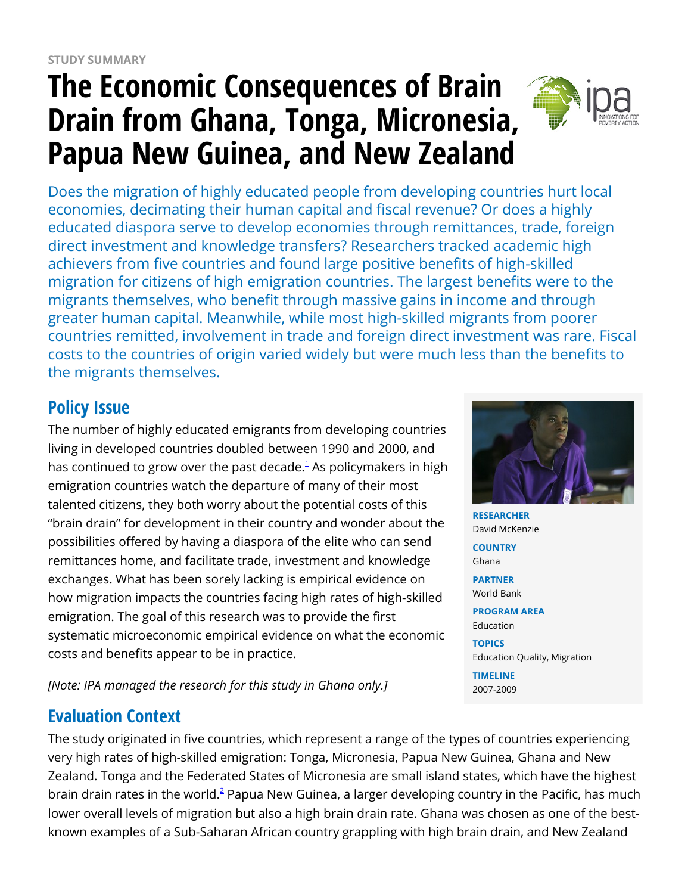STUDY SUMMARY

# The Economic Consequences of Brain Drain from Ghana, Tonga, Micronesia, Papua New Guinea, and New Zealand

Does the migration of highly educated people from developing countries hurt local economies, decimating their human capital and fiscal revenue? Or does a highly educated diaspora serve to develop economies through remittances, trade, foreign direct investment and knowledge transfers? Researchers tracked academic high achievers from five countries and found large positive benefits of high-skilled migration for citizens of high emigration countries. The largest benefits were to the migrants themselves, who benefit through massive gains in income and through greater human capital. Meanwhile, while most high-skilled migrants from poorer countries remitted, involvement in trade and foreign direct investment was rare. Fiscal costs to the countries of origin varied widely but were much less than the benefits to the migrants themselves.

**RESEARCHER**
David McKenzie

**COUNTRY**
Ghana

**PARTNER**
World Bank

**PROGRAM AREA**
Education

**TOPICS**
Education Quality, Migration

**TIMELINE**
2007-2009

## Policy Issue

The number of highly educated emigrants from developing countries living in developed countries doubled between 1990 and 2000, and has continued to grow over the past decade.[1] As policymakers in high emigration countries watch the departure of many of their most talented citizens, they both worry about the potential costs of this "brain drain" for development in their country and wonder about the possibilities offered by having a diaspora of the elite who can send remittances home, and facilitate trade, investment and knowledge exchanges. What has been sorely lacking is empirical evidence on how migration impacts the countries facing high rates of high-skilled emigration. The goal of this research was to provide the first systematic microeconomic empirical evidence on what the economic costs and benefits appear to be in practice.

*[Note: IPA managed the research for this study in Ghana only.]*

## Evaluation Context

The study originated in five countries, which represent a range of the types of countries experiencing very high rates of high-skilled emigration: Tonga, Micronesia, Papua New Guinea, Ghana and New Zealand. Tonga and the Federated States of Micronesia are small island states, which have the highest brain drain rates in the world.[2] Papua New Guinea, a larger developing country in the Pacific, has much lower overall levels of migration but also a high brain drain rate. Ghana was chosen as one of the best-known examples of a Sub-Saharan African country grappling with high brain drain, and New Zealand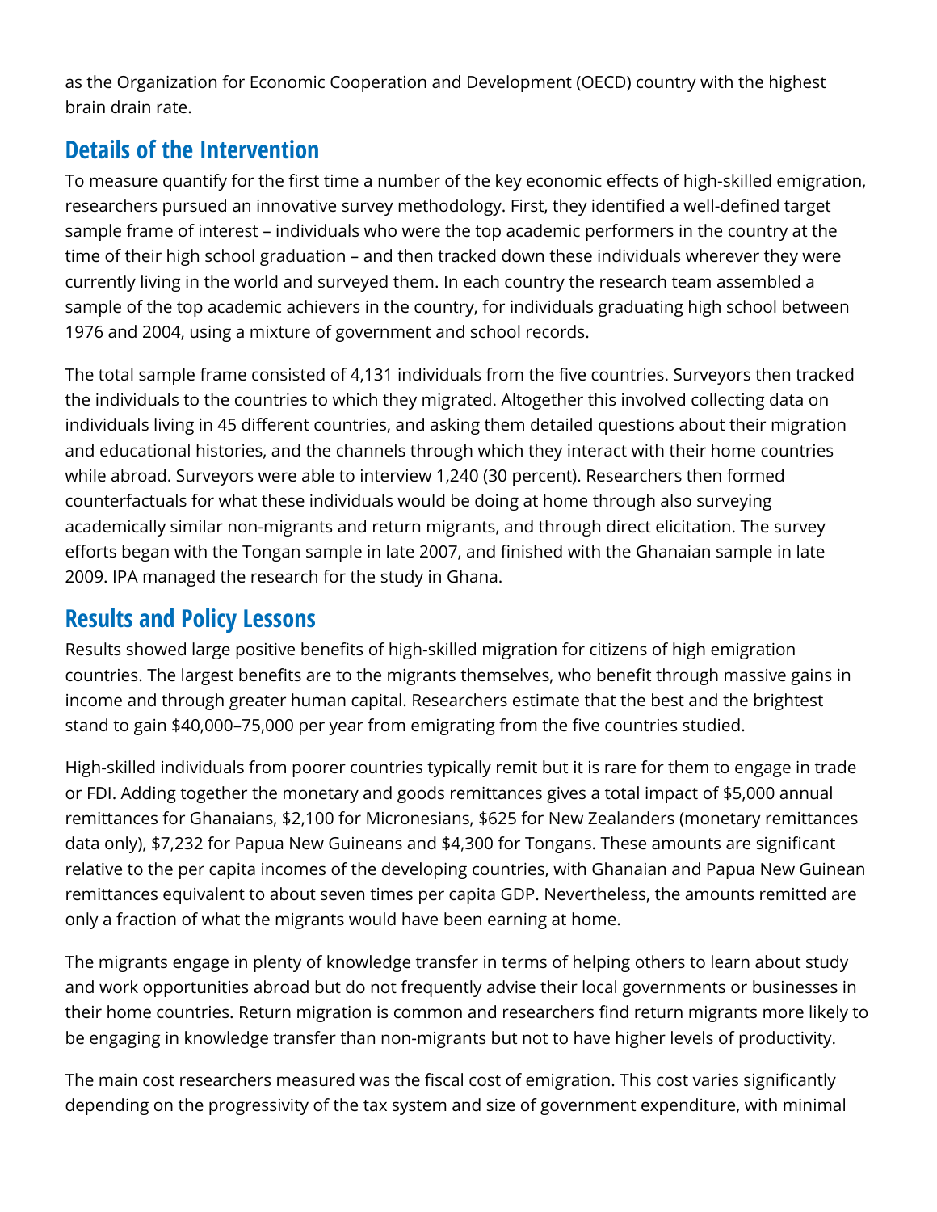as the Organization for Economic Cooperation and Development (OECD) country with the highest brain drain rate.

## Details of the Intervention

To measure quantify for the first time a number of the key economic effects of high-skilled emigration, researchers pursued an innovative survey methodology. First, they identified a well-defined target sample frame of interest – individuals who were the top academic performers in the country at the time of their high school graduation – and then tracked down these individuals wherever they were currently living in the world and surveyed them. In each country the research team assembled a sample of the top academic achievers in the country, for individuals graduating high school between 1976 and 2004, using a mixture of government and school records.

The total sample frame consisted of 4,131 individuals from the five countries. Surveyors then tracked the individuals to the countries to which they migrated. Altogether this involved collecting data on individuals living in 45 different countries, and asking them detailed questions about their migration and educational histories, and the channels through which they interact with their home countries while abroad. Surveyors were able to interview 1,240 (30 percent). Researchers then formed counterfactuals for what these individuals would be doing at home through also surveying academically similar non-migrants and return migrants, and through direct elicitation. The survey efforts began with the Tongan sample in late 2007, and finished with the Ghanaian sample in late 2009. IPA managed the research for the study in Ghana.

## Results and Policy Lessons

Results showed large positive benefits of high-skilled migration for citizens of high emigration countries. The largest benefits are to the migrants themselves, who benefit through massive gains in income and through greater human capital. Researchers estimate that the best and the brightest stand to gain $40,000–75,000 per year from emigrating from the five countries studied.

High-skilled individuals from poorer countries typically remit but it is rare for them to engage in trade or FDI. Adding together the monetary and goods remittances gives a total impact of $5,000 annual remittances for Ghanaians, $2,100 for Micronesians, $625 for New Zealanders (monetary remittances data only), $7,232 for Papua New Guineans and $4,300 for Tongans. These amounts are significant relative to the per capita incomes of the developing countries, with Ghanaian and Papua New Guinean remittances equivalent to about seven times per capita GDP. Nevertheless, the amounts remitted are only a fraction of what the migrants would have been earning at home.

The migrants engage in plenty of knowledge transfer in terms of helping others to learn about study and work opportunities abroad but do not frequently advise their local governments or businesses in their home countries. Return migration is common and researchers find return migrants more likely to be engaging in knowledge transfer than non-migrants but not to have higher levels of productivity.

The main cost researchers measured was the fiscal cost of emigration. This cost varies significantly depending on the progressivity of the tax system and size of government expenditure, with minimal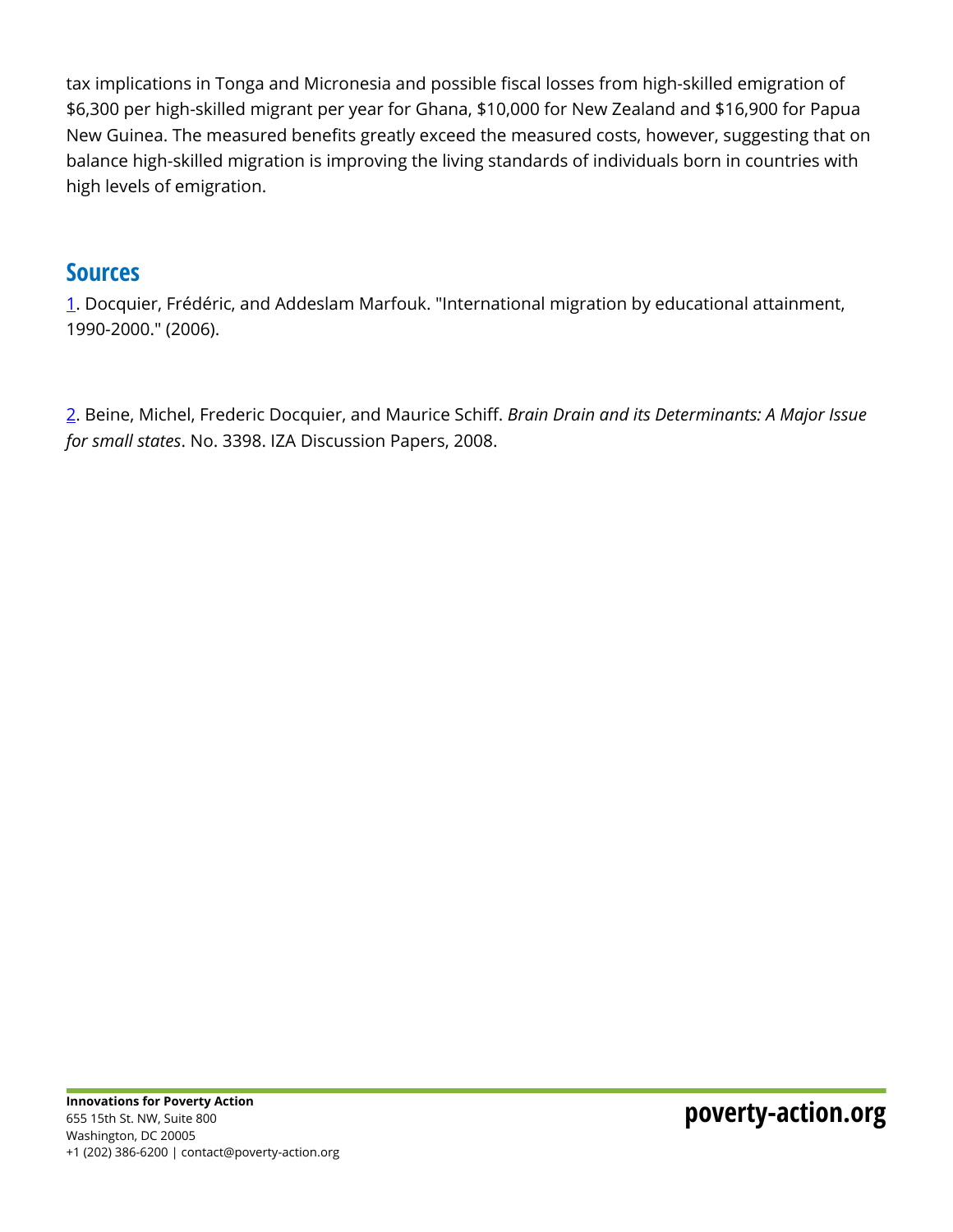tax implications in Tonga and Micronesia and possible fiscal losses from high-skilled emigration of $6,300 per high-skilled migrant per year for Ghana, $10,000 for New Zealand and $16,900 for Papua New Guinea. The measured benefits greatly exceed the measured costs, however, suggesting that on balance high-skilled migration is improving the living standards of individuals born in countries with high levels of emigration.

## Sources

1. Docquier, Frédéric, and Addeslam Marfouk. "International migration by educational attainment, 1990-2000." (2006).

2. Beine, Michel, Frederic Docquier, and Maurice Schiff. *Brain Drain and its Determinants: A Major Issue for small states*. No. 3398. IZA Discussion Papers, 2008.